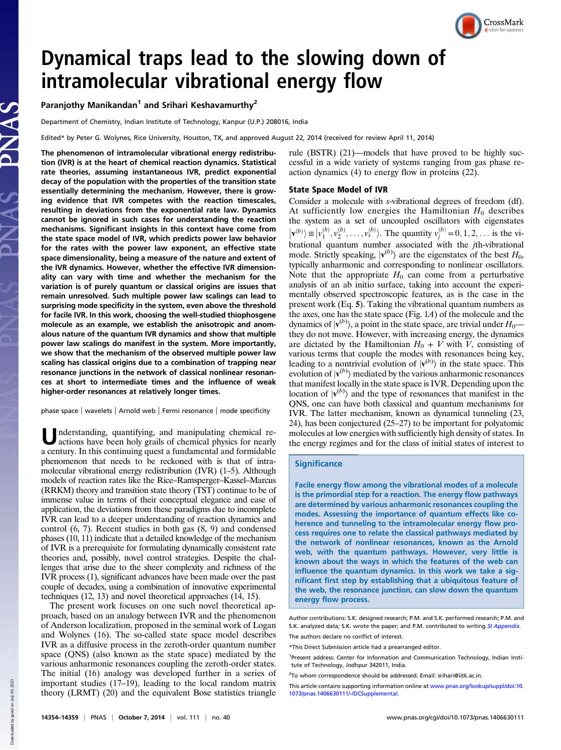# Dynamical traps lead to the slowing down of intramolecular vibrational energy flow

Paranjothy Manikandan[1] and Srihari Keshavamurthy[2]

Department of Chemistry, Indian Institute of Technology, Kanpur (U.P.) 208016, India

Edited* by Peter G. Wolynes, Rice University, Houston, TX, and approved August 22, 2014 (received for review April 11, 2014)

**The phenomenon of intramolecular vibrational energy redistribution (IVR) is at the heart of chemical reaction dynamics. Statistical rate theories, assuming instantaneous IVR, predict exponential decay of the population with the properties of the transition state essentially determining the mechanism. However, there is growing evidence that IVR competes with the reaction timescales, resulting in deviations from the exponential rate law. Dynamics cannot be ignored in such cases for understanding the reaction mechanisms. Significant insights in this context have come from the state space model of IVR, which predicts power law behavior for the rates with the power law exponent, an effective state space dimensionality, being a measure of the nature and extent of the IVR dynamics. However, whether the effective IVR dimensionality can vary with time and whether the mechanism for the variation is of purely quantum or classical origins are issues that remain unresolved. Such multiple power law scalings can lead to surprising mode specificity in the system, even above the threshold for facile IVR. In this work, choosing the well-studied thiophosgene molecule as an example, we establish the anisotropic and anomalous nature of the quantum IVR dynamics and show that multiple power law scalings do manifest in the system. More importantly, we show that the mechanism of the observed multiple power law scaling has classical origins due to a combination of trapping near resonance junctions in the network of classical nonlinear resonances at short to intermediate times and the influence of weak higher-order resonances at relatively longer times.**

phase space | wavelets | Arnold web | Fermi resonance | mode specificity

Understanding, quantifying, and manipulating chemical reactions have been holy grails of chemical physics for nearly a century. In this continuing quest a fundamental and formidable phenomenon that needs to be reckoned with is that of intramolecular vibrational energy redistribution (IVR) (1–5). Although models of reaction rates like the Rice–Ramsperger–Kassel–Marcus (RRKM) theory and transition state theory (TST) continue to be of immense value in terms of their conceptual elegance and ease of application, the deviations from these paradigms due to incomplete IVR can lead to a deeper understanding of reaction dynamics and control (6, 7). Recent studies in both gas (8, 9) and condensed phases (10, 11) indicate that a detailed knowledge of the mechanism of IVR is a prerequisite for formulating dynamically consistent rate theories and, possibly, novel control strategies. Despite the challenges that arise due to the sheer complexity and richness of the IVR process (1), significant advances have been made over the past couple of decades, using a combination of innovative experimental techniques (12, 13) and novel theoretical approaches (14, 15).

The present work focuses on one such novel theoretical approach, based on an analogy between IVR and the phenomenon of Anderson localization, proposed in the seminal work of Logan and Wolynes (16). The so-called state space model describes IVR as a diffusive process in the zeroth-order quantum number space (QNS) (also known as the state space) mediated by the various anharmonic resonances coupling the zeroth-order states. The initial (16) analogy was developed further in a series of important studies (17–19), leading to the local random matrix theory (LRMT) (20) and the equivalent Bose statistics triangle rule (BSTR) (21)—models that have proved to be highly successful in a wide variety of systems ranging from gas phase reaction dynamics (4) to energy flow in proteins (22).

## State Space Model of IVR

Consider a molecule with $s$-vibrational degrees of freedom (df). At sufficiently low energies the Hamiltonian $H_0$ describes the system as a set of uncoupled oscillators with eigenstates $|\mathbf{v}^{(b)}\rangle \equiv |v_1^{(b)}, v_2^{(b)}, \ldots, v_s^{(b)}\rangle$. The quantity $v_j^{(b)} = 0, 1, 2, \ldots$ is the vibrational quantum number associated with the $j$th-vibrational mode. Strictly speaking, $|\mathbf{v}^{(b)}\rangle$ are the eigenstates of the best $H_0$, typically anharmonic and corresponding to nonlinear oscillators. Note that the appropriate $H_0$ can come from a perturbative analysis of an ab initio surface, taking into account the experimentally observed spectroscopic features, as is the case in the present work (Eq. **5**). Taking the vibrational quantum numbers as the axes, one has the state space (Fig. 1*A*) of the molecule and the dynamics of $|\mathbf{v}^{(b)}\rangle$, a point in the state space, are trivial under $H_0$—they do not move. However, with increasing energy, the dynamics are dictated by the Hamiltonian $H_0 + V$ with $V$, consisting of various terms that couple the modes with resonances being key, leading to a nontrivial evolution of $|\mathbf{v}^{(b)}\rangle$ in the state space. This evolution of $|\mathbf{v}^{(b)}\rangle$ mediated by the various anharmonic resonances that manifest locally in the state space is IVR. Depending upon the location of $|\mathbf{v}^{(b)}\rangle$ and the type of resonances that manifest in the QNS, one can have both classical and quantum mechanisms for IVR. The latter mechanism, known as dynamical tunneling (23, 24), has been conjectured (25–27) to be important for polyatomic molecules at low energies with sufficiently high density of states. In the energy regimes and for the class of initial states of interest to

### Significance

**Facile energy flow among the vibrational modes of a molecule is the primordial step for a reaction. The energy flow pathways are determined by various anharmonic resonances coupling the modes. Assessing the importance of quantum effects like coherence and tunneling to the intramolecular energy flow process requires one to relate the classical pathways mediated by the network of nonlinear resonances, known as the Arnold web, with the quantum pathways. However, very little is known about the ways in which the features of the web can influence the quantum dynamics. In this work we take a significant first step by establishing that a ubiquitous feature of the web, the resonance junction, can slow down the quantum energy flow process.**

Author contributions: S.K. designed research; P.M. and S.K. performed research; P.M. and S.K. analyzed data; S.K. wrote the paper; and P.M. contributed to writing *SI Appendix*.

The authors declare no conflict of interest.

*This Direct Submission article had a prearranged editor.

[1]Present address: Center for Information and Communication Technology, Indian Institute of Technology, Jodhpur 342011, India.

[2]To whom correspondence should be addressed. Email: srihari@iitk.ac.in.

This article contains supporting information online at www.pnas.org/lookup/suppl/doi:10.1073/pnas.1406630111/-/DCSupplemental.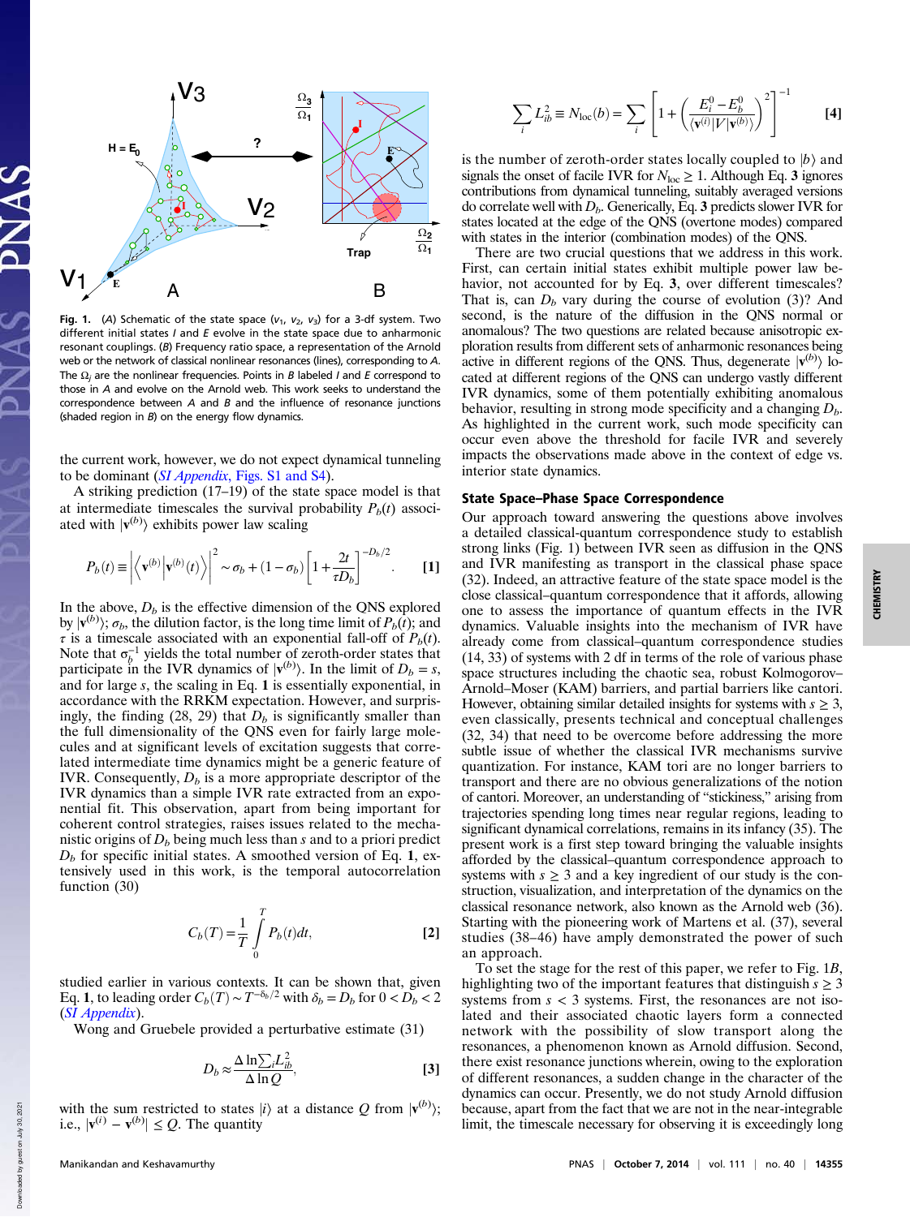Fig. 1. (*A*) Schematic of the state space ($v_1$, $v_2$, $v_3$) for a 3-df system. Two different initial states *I* and *E* evolve in the state space due to anharmonic resonant couplings. (*B*) Frequency ratio space, a representation of the Arnold web or the network of classical nonlinear resonances (lines), corresponding to *A*. The $\Omega_j$ are the nonlinear frequencies. Points in *B* labeled *I* and *E* correspond to those in *A* and evolve on the Arnold web. This work seeks to understand the correspondence between *A* and *B* and the influence of resonance junctions (shaded region in *B*) on the energy flow dynamics.

the current work, however, we do not expect dynamical tunneling to be dominant (*SI Appendix*, Figs. S1 and S4).

A striking prediction (17–19) of the state space model is that at intermediate timescales the survival probability $P_b(t)$ associated with $|\mathbf{v}^{(b)}\rangle$ exhibits power law scaling

$$P_b(t) \equiv \left|\left\langle \mathbf{v}^{(b)} \middle| \mathbf{v}^{(b)}(t) \right\rangle\right|^2 \sim \sigma_b + (1-\sigma_b)\left[1+\frac{2t}{\tau D_b}\right]^{-D_b/2}. \quad [1]$$

In the above, $D_b$ is the effective dimension of the QNS explored by $|\mathbf{v}^{(b)}\rangle$; $\sigma_b$, the dilution factor, is the long time limit of $P_b(t)$; and $\tau$ is a timescale associated with an exponential fall-off of $P_b(t)$. Note that $\sigma_b^{-1}$ yields the total number of zeroth-order states that participate in the IVR dynamics of $|\mathbf{v}^{(b)}\rangle$. In the limit of $D_b = s$, and for large $s$, the scaling in Eq. **1** is essentially exponential, in accordance with the RRKM expectation. However, and surprisingly, the finding (28, 29) that $D_b$ is significantly smaller than the full dimensionality of the QNS even for fairly large molecules and at significant levels of excitation suggests that correlated intermediate time dynamics might be a generic feature of IVR. Consequently, $D_b$ is a more appropriate descriptor of the IVR dynamics than a simple IVR rate extracted from an exponential fit. This observation, apart from being important for coherent control strategies, raises issues related to the mechanistic origins of $D_b$ being much less than $s$ and to a priori predict $D_b$ for specific initial states. A smoothed version of Eq. **1**, extensively used in this work, is the temporal autocorrelation function (30)

$$C_b(T) = \frac{1}{T}\int_0^T P_b(t)dt, \quad [2]$$

studied earlier in various contexts. It can be shown that, given Eq. **1**, to leading order $C_b(T) \sim T^{-\delta_b/2}$ with $\delta_b = D_b$ for $0 < D_b < 2$ (*SI Appendix*).

Wong and Gruebele provided a perturbative estimate (31)

$$D_b \approx \frac{\Delta \ln \sum_i L_{ib}^2}{\Delta \ln Q}, \quad [3]$$

with the sum restricted to states $|i\rangle$ at a distance $Q$ from $|\mathbf{v}^{(b)}\rangle$; i.e., $|\mathbf{v}^{(i)} - \mathbf{v}^{(b)}| \leq Q$. The quantity

$$\sum_i L_{ib}^2 \equiv N_{\rm loc}(b) = \sum_i \left[1 + \left(\frac{E_i^0 - E_b^0}{\langle \mathbf{v}^{(i)}|V|\mathbf{v}^{(b)}\rangle}\right)^2\right]^{-1} \quad [4]$$

is the number of zeroth-order states locally coupled to $|b\rangle$ and signals the onset of facile IVR for $N_{\rm loc} \geq 1$. Although Eq. **3** ignores contributions from dynamical tunneling, suitably averaged versions do correlate well with $D_b$. Generically, Eq. **3** predicts slower IVR for states located at the edge of the QNS (overtone modes) compared with states in the interior (combination modes) of the QNS.

There are two crucial questions that we address in this work. First, can certain initial states exhibit multiple power law behavior, not accounted for by Eq. **3**, over different timescales? That is, can $D_b$ vary during the course of evolution (3)? And second, is the nature of the diffusion in the QNS normal or anomalous? The two questions are related because anisotropic exploration results from different sets of anharmonic resonances being active in different regions of the QNS. Thus, degenerate $|\mathbf{v}^{(b)}\rangle$ located at different regions of the QNS can undergo vastly different IVR dynamics, some of them potentially exhibiting anomalous behavior, resulting in strong mode specificity and a changing $D_b$. As highlighted in the current work, such mode specificity can occur even above the threshold for facile IVR and severely impacts the observations made above in the context of edge vs. interior state dynamics.

## State Space–Phase Space Correspondence

Our approach toward answering the questions above involves a detailed classical-quantum correspondence study to establish strong links (Fig. 1) between IVR seen as diffusion in the QNS and IVR manifesting as transport in the classical phase space (32). Indeed, an attractive feature of the state space model is the close classical–quantum correspondence that it affords, allowing one to assess the importance of quantum effects in the IVR dynamics. Valuable insights into the mechanism of IVR have already come from classical–quantum correspondence studies (14, 33) of systems with 2 df in terms of the role of various phase space structures including the chaotic sea, robust Kolmogorov–Arnold–Moser (KAM) barriers, and partial barriers like cantori. However, obtaining similar detailed insights for systems with $s \geq 3$, even classically, presents technical and conceptual challenges (32, 34) that need to be overcome before addressing the more subtle issue of whether the classical IVR mechanisms survive quantization. For instance, KAM tori are no longer barriers to transport and there are no obvious generalizations of the notion of cantori. Moreover, an understanding of "stickiness," arising from trajectories spending long times near regular regions, leading to significant dynamical correlations, remains in its infancy (35). The present work is a first step toward bringing the valuable insights afforded by the classical–quantum correspondence approach to systems with $s \geq 3$ and a key ingredient of our study is the construction, visualization, and interpretation of the dynamics on the classical resonance network, also known as the Arnold web (36). Starting with the pioneering work of Martens et al. (37), several studies (38–46) have amply demonstrated the power of such an approach.

To set the stage for the rest of this paper, we refer to Fig. 1*B*, highlighting two of the important features that distinguish $s \geq 3$ systems from $s < 3$ systems. First, the resonances are not isolated and their associated chaotic layers form a connected network with the possibility of slow transport along the resonances, a phenomenon known as Arnold diffusion. Second, there exist resonance junctions wherein, owing to the exploration of different resonances, a sudden change in the character of the dynamics can occur. Presently, we do not study Arnold diffusion because, apart from the fact that we are not in the near-integrable limit, the timescale necessary for observing it is exceedingly long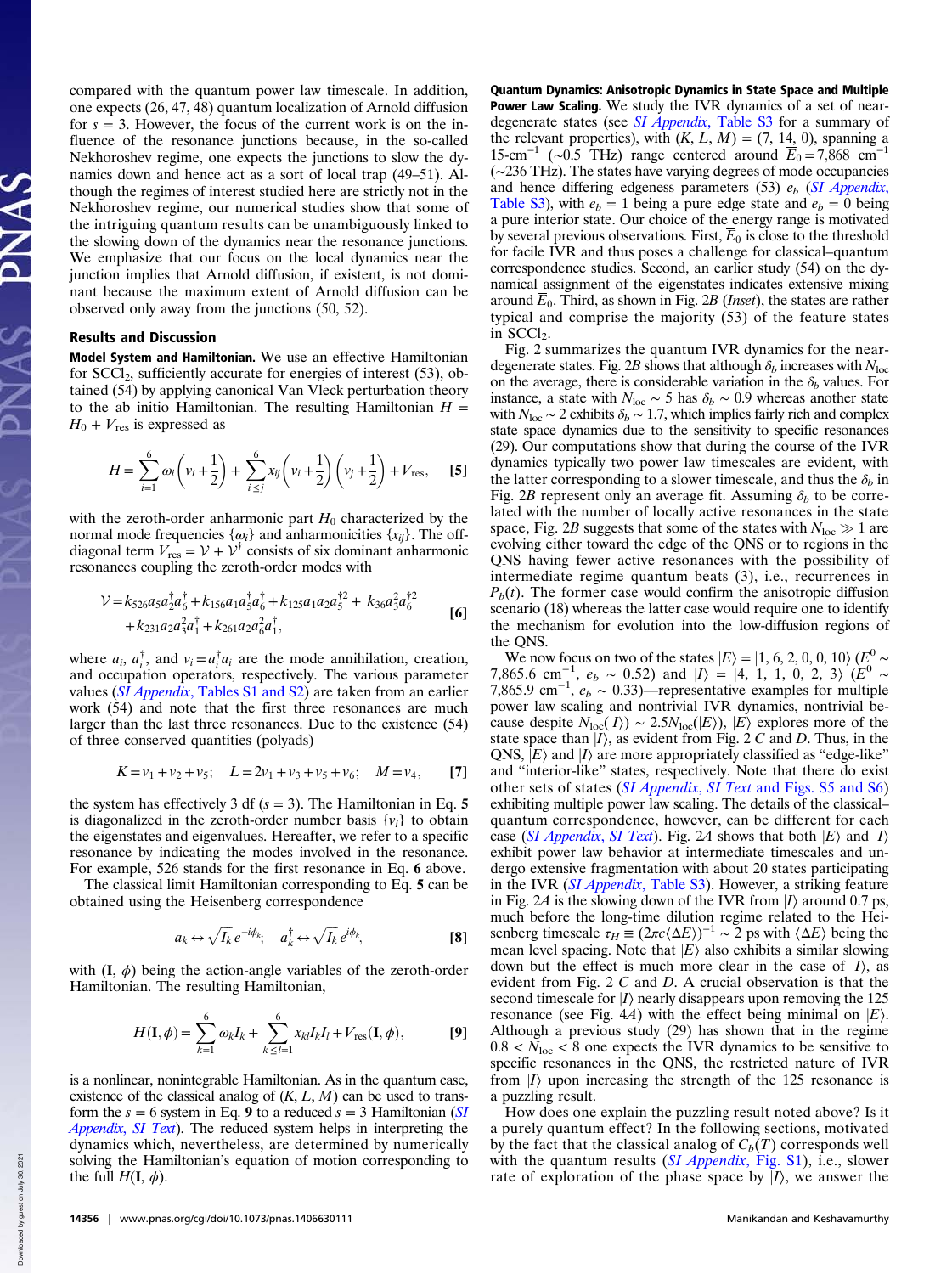compared with the quantum power law timescale. In addition, one expects (26, 47, 48) quantum localization of Arnold diffusion for $s = 3$. However, the focus of the current work is on the influence of the resonance junctions because, in the so-called Nekhoroshev regime, one expects the junctions to slow the dynamics down and hence act as a sort of local trap (49–51). Although the regimes of interest studied here are strictly not in the Nekhoroshev regime, our numerical studies show that some of the intriguing quantum results can be unambiguously linked to the slowing down of the dynamics near the resonance junctions. We emphasize that our focus on the local dynamics near the junction implies that Arnold diffusion, if existent, is not dominant because the maximum extent of Arnold diffusion can be observed only away from the junctions (50, 52).

## Results and Discussion

**Model System and Hamiltonian.** We use an effective Hamiltonian for $SCCl_2$, sufficiently accurate for energies of interest (53), obtained (54) by applying canonical Van Vleck perturbation theory to the ab initio Hamiltonian. The resulting Hamiltonian $H = H_0 + V_{res}$ is expressed as

$$H = \sum_{i=1}^{6} \omega_i\left(v_i + \frac{1}{2}\right) + \sum_{i \le j}^{6} x_{ij}\left(v_i + \frac{1}{2}\right)\left(v_j + \frac{1}{2}\right) + V_{res}, \quad [5]$$

with the zeroth-order anharmonic part $H_0$ characterized by the normal mode frequencies $\{\omega_i\}$ and anharmonicities $\{x_{ij}\}$. The off-diagonal term $V_{res} = \mathcal{V} + \mathcal{V}^{\dagger}$ consists of six dominant anharmonic resonances coupling the zeroth-order modes with

$$\mathcal{V} = k_{526}a_5a_2^{\dagger}a_6^{\dagger} + k_{156}a_1a_5^{\dagger}a_6^{\dagger} + k_{125}a_1a_2a_5^{\dagger 2} + k_{36}a_3^2a_6^{\dagger 2} + k_{231}a_2a_3^2a_1^{\dagger} + k_{261}a_2a_6^2a_1^{\dagger}, \quad [6]$$

where $a_i$, $a_i^{\dagger}$, and $v_i = a_i^{\dagger}a_i$ are the mode annihilation, creation, and occupation operators, respectively. The various parameter values (*SI Appendix*, Tables S1 and S2) are taken from an earlier work (54) and note that the first three resonances are much larger than the last three resonances. Due to the existence (54) of three conserved quantities (polyads)

$$K = v_1 + v_2 + v_5; \quad L = 2v_1 + v_3 + v_5 + v_6; \quad M = v_4, \quad [7]$$

the system has effectively 3 df ($s = 3$). The Hamiltonian in Eq. **5** is diagonalized in the zeroth-order number basis $\{v_i\}$ to obtain the eigenstates and eigenvalues. Hereafter, we refer to a specific resonance by indicating the modes involved in the resonance. For example, 526 stands for the first resonance in Eq. **6** above.

The classical limit Hamiltonian corresponding to Eq. **5** can be obtained using the Heisenberg correspondence

$$a_k \leftrightarrow \sqrt{I_k}\, e^{-i\phi_k}; \quad a_k^{\dagger} \leftrightarrow \sqrt{I_k}\, e^{i\phi_k}, \quad [8]$$

with $(\mathbf{I}, \phi)$ being the action-angle variables of the zeroth-order Hamiltonian. The resulting Hamiltonian,

$$H(\mathbf{I}, \phi) = \sum_{k=1}^{6} \omega_k I_k + \sum_{k \le l=1}^{6} x_{kl} I_k I_l + V_{res}(\mathbf{I}, \phi), \quad [9]$$

is a nonlinear, nonintegrable Hamiltonian. As in the quantum case, existence of the classical analog of $(K, L, M)$ can be used to transform the $s = 6$ system in Eq. **9** to a reduced $s = 3$ Hamiltonian (*SI Appendix*, *SI Text*). The reduced system helps in interpreting the dynamics which, nevertheless, are determined by numerically solving the Hamiltonian's equation of motion corresponding to the full $H(\mathbf{I}, \phi)$.

**Quantum Dynamics: Anisotropic Dynamics in State Space and Multiple Power Law Scaling.** We study the IVR dynamics of a set of near-degenerate states (see *SI Appendix*, Table S3 for a summary of the relevant properties), with $(K, L, M) = (7, 14, 0)$, spanning a 15-$cm^{-1}$ (~0.5 THz) range centered around $\overline{E}_0 = 7{,}868$ $cm^{-1}$ (~236 THz). The states have varying degrees of mode occupancies and hence differing edgeness parameters (53) $e_b$ (*SI Appendix*, Table S3), with $e_b = 1$ being a pure edge state and $e_b = 0$ being a pure interior state. Our choice of the energy range is motivated by several previous observations. First, $\overline{E}_0$ is close to the threshold for facile IVR and thus poses a challenge for classical–quantum correspondence studies. Second, an earlier study (54) on the dynamical assignment of the eigenstates indicates extensive mixing around $\overline{E}_0$. Third, as shown in Fig. 2*B* (*Inset*), the states are rather typical and comprise the majority (53) of the feature states in $SCCl_2$.

Fig. 2 summarizes the quantum IVR dynamics for the near-degenerate states. Fig. 2*B* shows that although $\delta_b$ increases with $N_{loc}$ on the average, there is considerable variation in the $\delta_b$ values. For instance, a state with $N_{loc} \sim 5$ has $\delta_b \sim 0.9$ whereas another state with $N_{loc} \sim 2$ exhibits $\delta_b \sim 1.7$, which implies fairly rich and complex state space dynamics due to the sensitivity to specific resonances (29). Our computations show that during the course of the IVR dynamics typically two power law timescales are evident, with the latter corresponding to a slower timescale, and thus the $\delta_b$ in Fig. 2*B* represent only an average fit. Assuming $\delta_b$ to be correlated with the number of locally active resonances in the state space, Fig. 2*B* suggests that some of the states with $N_{loc} \gg 1$ are evolving either toward the edge of the QNS or to regions in the QNS having fewer active resonances with the possibility of intermediate regime quantum beats (3), i.e., recurrences in $P_b(t)$. The former case would confirm the anisotropic diffusion scenario (18) whereas the latter case would require one to identify the mechanism for evolution into the low-diffusion regions of the QNS.

We now focus on two of the states $|E\rangle = |1, 6, 2, 0, 0, 10\rangle$ ($E^0 \sim 7{,}865.6$ $cm^{-1}$, $e_b \sim 0.52$) and $|I\rangle = |4, 1, 1, 0, 2, 3\rangle$ ($E^0 \sim 7{,}865.9$ $cm^{-1}$, $e_b \sim 0.33$)—representative examples for multiple power law scaling and nontrivial IVR dynamics, nontrivial because despite $N_{loc}(|I\rangle) \sim 2.5N_{loc}(|E\rangle)$, $|E\rangle$ explores more of the state space than $|I\rangle$, as evident from Fig. 2 *C* and *D*. Thus, in the QNS, $|E\rangle$ and $|I\rangle$ are more appropriately classified as "edge-like" and "interior-like" states, respectively. Note that there do exist other sets of states (*SI Appendix*, *SI Text* and Figs. S5 and S6) exhibiting multiple power law scaling. The details of the classical–quantum correspondence, however, can be different for each case (*SI Appendix*, *SI Text*). Fig. 2*A* shows that both $|E\rangle$ and $|I\rangle$ exhibit power law behavior at intermediate timescales and undergo extensive fragmentation with about 20 states participating in the IVR (*SI Appendix*, Table S3). However, a striking feature in Fig. 2*A* is the slowing down of the IVR from $|I\rangle$ around 0.7 ps, much before the long-time dilution regime related to the Heisenberg timescale $\tau_H \equiv (2\pi c\langle\Delta E\rangle)^{-1} \sim 2$ ps with $\langle\Delta E\rangle$ being the mean level spacing. Note that $|E\rangle$ also exhibits a similar slowing down but the effect is much more clear in the case of $|I\rangle$, as evident from Fig. 2 *C* and *D*. A crucial observation is that the second timescale for $|I\rangle$ nearly disappears upon removing the 125 resonance (see Fig. 4*A*) with the effect being minimal on $|E\rangle$. Although a previous study (29) has shown that in the regime $0.8 < N_{loc} < 8$ one expects the IVR dynamics to be sensitive to specific resonances in the QNS, the restricted nature of IVR from $|I\rangle$ upon increasing the strength of the 125 resonance is a puzzling result.

How does one explain the puzzling result noted above? Is it a purely quantum effect? In the following sections, motivated by the fact that the classical analog of $C_b(T)$ corresponds well with the quantum results (*SI Appendix*, Fig. S1), i.e., slower rate of exploration of the phase space by $|I\rangle$, we answer the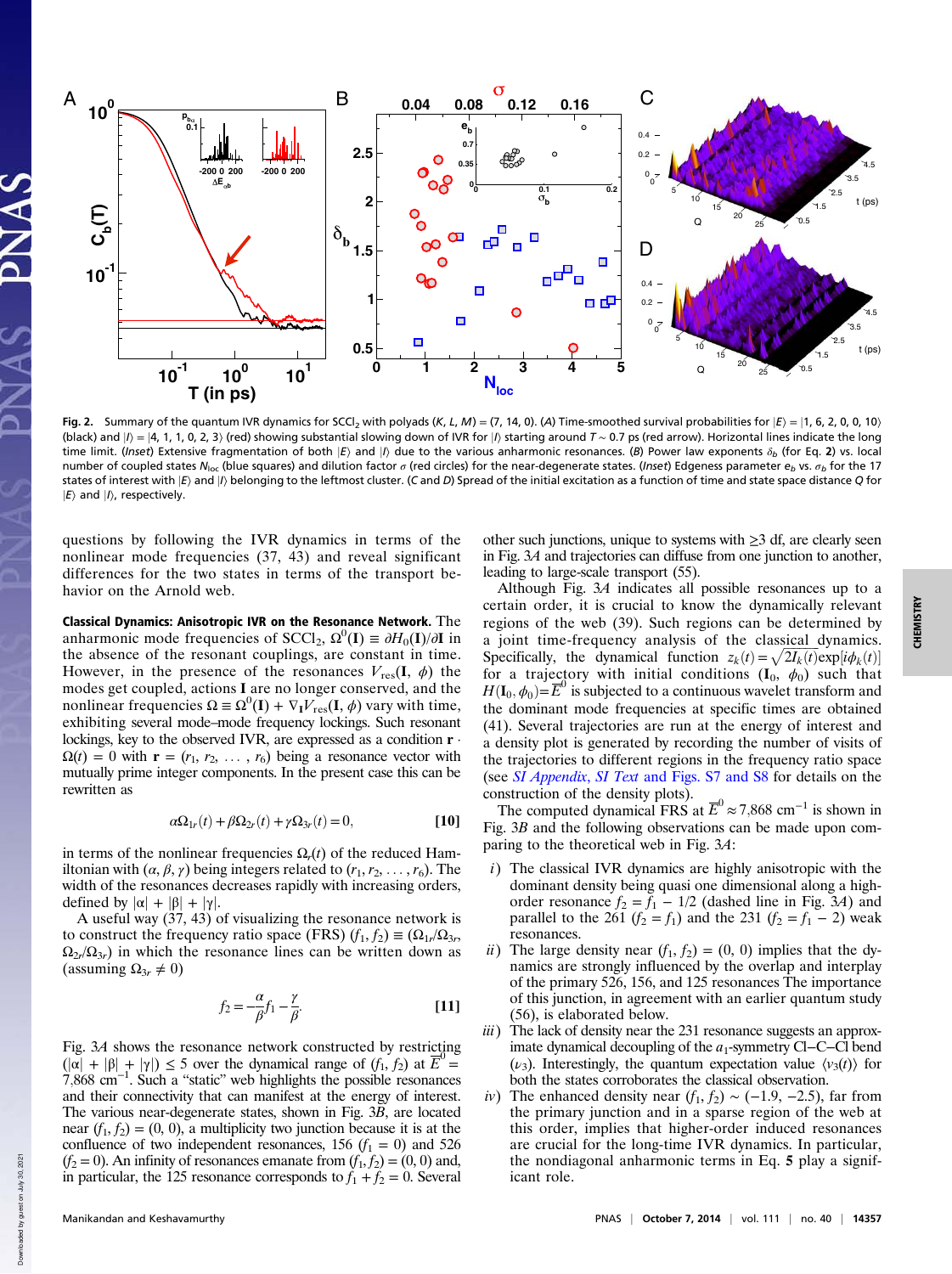**Fig. 2.** Summary of the quantum IVR dynamics for $SCCl_2$ with polyads $(K, L, M) = (7, 14, 0)$. (*A*) Time-smoothed survival probabilities for $|E\rangle = |1, 6, 2, 0, 0, 10\rangle$ (black) and $|I\rangle = |4, 1, 1, 0, 2, 3\rangle$ (red) showing substantial slowing down of IVR for $|I\rangle$ starting around $T \sim 0.7$ ps (red arrow). Horizontal lines indicate the long time limit. (*Inset*) Extensive fragmentation of both $|E\rangle$ and $|I\rangle$ due to the various anharmonic resonances. (*B*) Power law exponents $\delta_b$ (for Eq. **2**) vs. local number of coupled states $N_{loc}$ (blue squares) and dilution factor $\sigma$ (red circles) for the near-degenerate states. (*Inset*) Edgeness parameter $e_b$ vs. $\sigma_b$ for the 17 states of interest with $|E\rangle$ and $|I\rangle$ belonging to the leftmost cluster. (*C* and *D*) Spread of the initial excitation as a function of time and state space distance $Q$ for $|E\rangle$ and $|I\rangle$, respectively.

questions by following the IVR dynamics in terms of the nonlinear mode frequencies (37, 43) and reveal significant differences for the two states in terms of the transport behavior on the Arnold web.

**Classical Dynamics: Anisotropic IVR on the Resonance Network.** The anharmonic mode frequencies of $SCCl_2$, $\Omega^0(\mathbf{I}) \equiv \partial H_0(\mathbf{I})/\partial \mathbf{I}$ in the absence of the resonant couplings, are constant in time. However, in the presence of the resonances $V_{res}(\mathbf{I}, \phi)$ the modes get coupled, actions $\mathbf{I}$ are no longer conserved, and the nonlinear frequencies $\Omega \equiv \Omega^0(\mathbf{I}) + \nabla_{\mathbf{I}} V_{res}(\mathbf{I}, \phi)$ vary with time, exhibiting several mode–mode frequency lockings. Such resonant lockings, key to the observed IVR, are expressed as a condition $\mathbf{r} \cdot \Omega(t) = 0$ with $\mathbf{r} = (r_1, r_2, \ldots, r_6)$ being a resonance vector with mutually prime integer components. In the present case this can be rewritten as

$$\alpha \Omega_{1r}(t) + \beta \Omega_{2r}(t) + \gamma \Omega_{3r}(t) = 0, \qquad [10]$$

in terms of the nonlinear frequencies $\Omega_r(t)$ of the reduced Hamiltonian with $(\alpha, \beta, \gamma)$ being integers related to $(r_1, r_2, \ldots, r_6)$. The width of the resonances decreases rapidly with increasing orders, defined by $|\alpha| + |\beta| + |\gamma|$.

A useful way (37, 43) of visualizing the resonance network is to construct the frequency ratio space (FRS) $(f_1, f_2) \equiv (\Omega_{1r}/\Omega_{3r}, \Omega_{2r}/\Omega_{3r})$ in which the resonance lines can be written down as (assuming $\Omega_{3r} \neq 0$)

$$f_2 = -\frac{\alpha}{\beta} f_1 - \frac{\gamma}{\beta}. \qquad [11]$$

Fig. 3*A* shows the resonance network constructed by restricting $(|\alpha| + |\beta| + |\gamma|) \leq 5$ over the dynamical range of $(f_1, f_2)$ at $\overline{E}^0 = 7{,}868$ cm$^{-1}$. Such a "static" web highlights the possible resonances and their connectivity that can manifest at the energy of interest. The various near-degenerate states, shown in Fig. 3*B*, are located near $(f_1, f_2) = (0, 0)$, a multiplicity two junction because it is at the confluence of two independent resonances, 156 $(f_1 = 0)$ and 526 $(f_2 = 0)$. An infinity of resonances emanate from $(f_1, f_2) = (0, 0)$ and, in particular, the 125 resonance corresponds to $f_1 + f_2 = 0$. Several other such junctions, unique to systems with $\geq$3 df, are clearly seen in Fig. 3*A* and trajectories can diffuse from one junction to another, leading to large-scale transport (55).

Although Fig. 3*A* indicates all possible resonances up to a certain order, it is crucial to know the dynamically relevant regions of the web (39). Such regions can be determined by a joint time-frequency analysis of the classical dynamics. Specifically, the dynamical function $z_k(t) = \sqrt{2I_k(t)}\exp[i\phi_k(t)]$ for a trajectory with initial conditions $(\mathbf{I}_0, \phi_0)$ such that $H(\mathbf{I}_0, \phi_0) = \overline{E}^0$ is subjected to a continuous wavelet transform and the dominant mode frequencies at specific times are obtained (41). Several trajectories are run at the energy of interest and a density plot is generated by recording the number of visits of the trajectories to different regions in the frequency ratio space (see *SI Appendix, SI Text* and Figs. S7 and S8 for details on the construction of the density plots).

The computed dynamical FRS at $\overline{E}^0 \approx 7{,}868$ cm$^{-1}$ is shown in Fig. 3*B* and the following observations can be made upon comparing to the theoretical web in Fig. 3*A*:

*i*) The classical IVR dynamics are highly anisotropic with the dominant density being quasi one dimensional along a higher-order resonance $f_2 = f_1 - 1/2$ (dashed line in Fig. 3*A*) and parallel to the 261 $(f_2 = f_1)$ and the 231 $(f_2 = f_1 - 2)$ weak resonances.

*ii*) The large density near $(f_1, f_2) = (0, 0)$ implies that the dynamics are strongly influenced by the overlap and interplay of the primary 526, 156, and 125 resonances The importance of this junction, in agreement with an earlier quantum study (56), is elaborated below.

*iii*) The lack of density near the 231 resonance suggests an approximate dynamical decoupling of the $a_1$-symmetry Cl–C–Cl bend $(\nu_3)$. Interestingly, the quantum expectation value $\langle v_3(t) \rangle$ for both the states corroborates the classical observation.

*iv*) The enhanced density near $(f_1, f_2) \sim (-1.9, -2.5)$, far from the primary junction and in a sparse region of the web at this order, implies that higher-order induced resonances are crucial for the long-time IVR dynamics. In particular, the nondiagonal anharmonic terms in Eq. **5** play a significant role.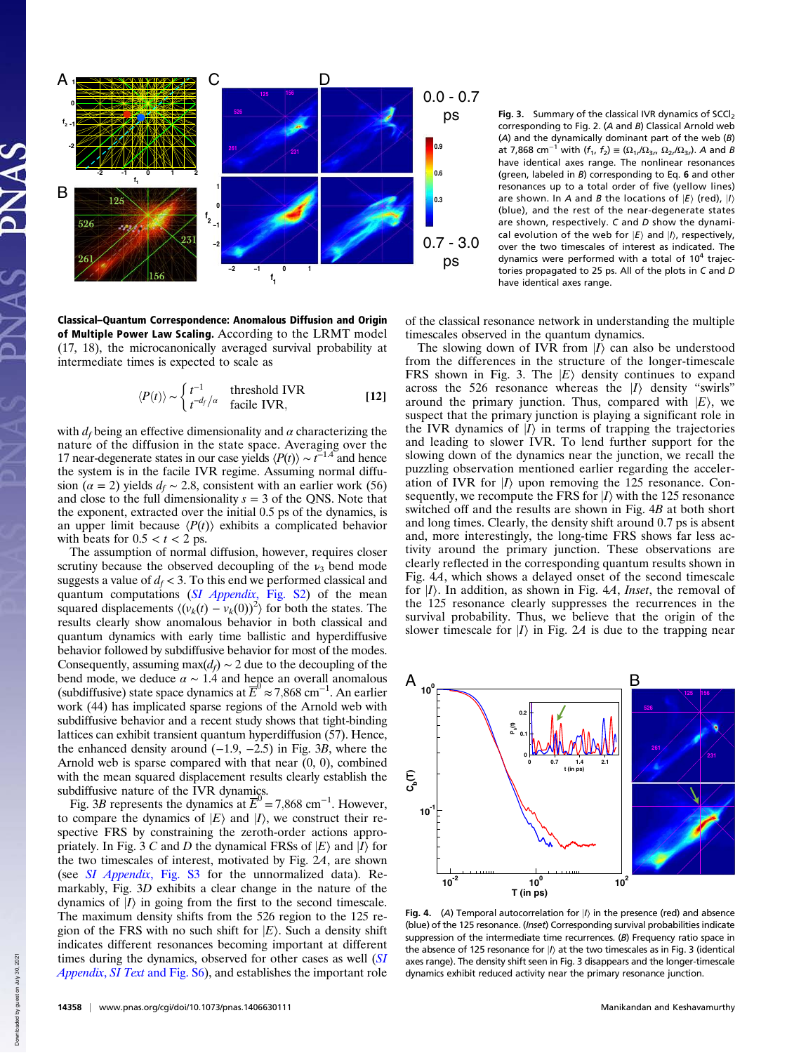Fig. 3. Summary of the classical IVR dynamics of $SCCl_2$ corresponding to Fig. 2. (*A* and *B*) Classical Arnold web (*A*) and the dynamically dominant part of the web (*B*) at 7,868 $cm^{-1}$ with $(f_1, f_2) \equiv (\Omega_1/\Omega_{3r}, \Omega_{2r}/\Omega_{3r})$. *A* and *B* have identical axes range. The nonlinear resonances (green, labeled in *B*) corresponding to Eq. **6** and other resonances up to a total order of five (yellow lines) are shown. In *A* and *B* the locations of $|E\rangle$ (red), $|I\rangle$ (blue), and the rest of the near-degenerate states are shown, respectively. *C* and *D* show the dynamical evolution of the web for $|E\rangle$ and $|I\rangle$, respectively, over the two timescales of interest as indicated. The dynamics were performed with a total of $10^4$ trajectories propagated to 25 ps. All of the plots in *C* and *D* have identical axes range.

**Classical–Quantum Correspondence: Anomalous Diffusion and Origin of Multiple Power Law Scaling.** According to the LRMT model (17, 18), the microcanonically averaged survival probability at intermediate times is expected to scale as

$$\langle P(t)\rangle \sim \begin{cases} t^{-1} & \text{threshold IVR} \\ t^{-d_f/\alpha} & \text{facile IVR,} \end{cases} \qquad [12]$$

with $d_f$ being an effective dimensionality and $\alpha$ characterizing the nature of the diffusion in the state space. Averaging over the 17 near-degenerate states in our case yields $\langle P(t)\rangle \sim t^{-1.4}$ and hence the system is in the facile IVR regime. Assuming normal diffusion ($\alpha = 2$) yields $d_f \sim 2.8$, consistent with an earlier work (56) and close to the full dimensionality $s = 3$ of the QNS. Note that the exponent, extracted over the initial 0.5 ps of the dynamics, is an upper limit because $\langle P(t)\rangle$ exhibits a complicated behavior with beats for $0.5 < t < 2$ ps.

The assumption of normal diffusion, however, requires closer scrutiny because the observed decoupling of the $\nu_3$ bend mode suggests a value of $d_f < 3$. To this end we performed classical and quantum computations (*SI Appendix*, Fig. S2) of the mean squared displacements $\langle(v_k(t) - v_k(0))^2\rangle$ for both the states. The results clearly show anomalous behavior in both classical and quantum dynamics with early time ballistic and hyperdiffusive behavior followed by subdiffusive behavior for most of the modes. Consequently, assuming $\max(d_f) \sim 2$ due to the decoupling of the bend mode, we deduce $\alpha \sim 1.4$ and hence an overall anomalous (subdiffusive) state space dynamics at $\bar{E}^0 \approx 7{,}868$ $cm^{-1}$. An earlier work (44) has implicated sparse regions of the Arnold web with subdiffusive behavior and a recent study shows that tight-binding lattices can exhibit transient quantum hyperdiffusion (57). Hence, the enhanced density around (−1.9, −2.5) in Fig. 3*B*, where the Arnold web is sparse compared with that near (0, 0), combined with the mean squared displacement results clearly establish the subdiffusive nature of the IVR dynamics.

Fig. 3*B* represents the dynamics at $\bar{E}^0 = 7{,}868$ $cm^{-1}$. However, to compare the dynamics of $|E\rangle$ and $|I\rangle$, we construct their respective FRS by constraining the zeroth-order actions appropriately. In Fig. 3 *C* and *D* the dynamical FRSs of $|E\rangle$ and $|I\rangle$ for the two timescales of interest, motivated by Fig. 2*A*, are shown (see *SI Appendix*, Fig. S3 for the unnormalized data). Remarkably, Fig. 3*D* exhibits a clear change in the nature of the dynamics of $|I\rangle$ in going from the first to the second timescale. The maximum density shifts from the 526 region to the 125 region of the FRS with no such shift for $|E\rangle$. Such a density shift indicates different resonances becoming important at different times during the dynamics, observed for other cases as well (*SI Appendix*, *SI Text* and Fig. S6), and establishes the important role of the classical resonance network in understanding the multiple timescales observed in the quantum dynamics.

The slowing down of IVR from $|I\rangle$ can also be understood from the differences in the structure of the longer-timescale FRS shown in Fig. 3. The $|E\rangle$ density continues to expand across the 526 resonance whereas the $|I\rangle$ density "swirls" around the primary junction. Thus, compared with $|E\rangle$, we suspect that the primary junction is playing a significant role in the IVR dynamics of $|I\rangle$ in terms of trapping the trajectories and leading to slower IVR. To lend further support for the slowing down of the dynamics near the junction, we recall the puzzling observation mentioned earlier regarding the acceleration of IVR for $|I\rangle$ upon removing the 125 resonance. Consequently, we recompute the FRS for $|I\rangle$ with the 125 resonance switched off and the results are shown in Fig. 4*B* at both short and long times. Clearly, the density shift around 0.7 ps is absent and, more interestingly, the long-time FRS shows far less activity around the primary junction. These observations are clearly reflected in the corresponding quantum results shown in Fig. 4*A*, which shows a delayed onset of the second timescale for $|I\rangle$. In addition, as shown in Fig. 4*A*, *Inset*, the removal of the 125 resonance clearly suppresses the recurrences in the survival probability. Thus, we believe that the origin of the slower timescale for $|I\rangle$ in Fig. 2*A* is due to the trapping near

Fig. 4. (*A*) Temporal autocorrelation for $|I\rangle$ in the presence (red) and absence (blue) of the 125 resonance. (*Inset*) Corresponding survival probabilities indicate suppression of the intermediate time recurrences. (*B*) Frequency ratio space in the absence of 125 resonance for $|I\rangle$ at the two timescales as in Fig. 3 (identical axes range). The density shift seen in Fig. 3 disappears and the longer-timescale dynamics exhibit reduced activity near the primary resonance junction.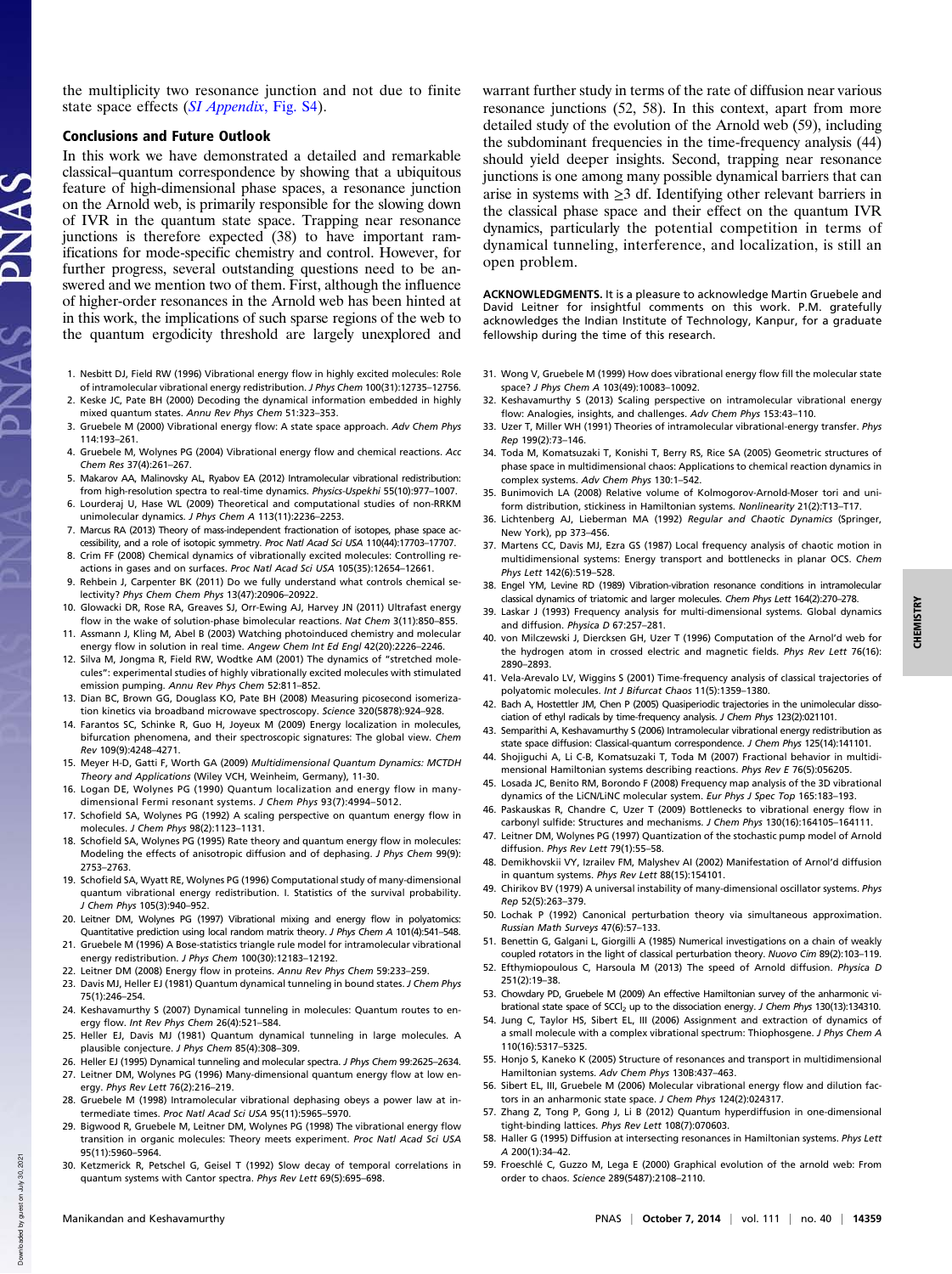the multiplicity two resonance junction and not due to finite state space effects (*SI Appendix*, Fig. S4).

## Conclusions and Future Outlook

In this work we have demonstrated a detailed and remarkable classical–quantum correspondence by showing that a ubiquitous feature of high-dimensional phase spaces, a resonance junction on the Arnold web, is primarily responsible for the slowing down of IVR in the quantum state space. Trapping near resonance junctions is therefore expected (38) to have important ramifications for mode-specific chemistry and control. However, for further progress, several outstanding questions need to be answered and we mention two of them. First, although the influence of higher-order resonances in the Arnold web has been hinted at in this work, the implications of such sparse regions of the web to the quantum ergodicity threshold are largely unexplored and warrant further study in terms of the rate of diffusion near various resonance junctions (52, 58). In this context, apart from more detailed study of the evolution of the Arnold web (59), including the subdominant frequencies in the time-frequency analysis (44) should yield deeper insights. Second, trapping near resonance junctions is one among many possible dynamical barriers that can arise in systems with ≥3 df. Identifying other relevant barriers in the classical phase space and their effect on the quantum IVR dynamics, particularly the potential competition in terms of dynamical tunneling, interference, and localization, is still an open problem.

**ACKNOWLEDGMENTS.** It is a pleasure to acknowledge Martin Gruebele and David Leitner for insightful comments on this work. P.M. gratefully acknowledges the Indian Institute of Technology, Kanpur, for a graduate fellowship during the time of this research.

1. Nesbitt DJ, Field RW (1996) Vibrational energy flow in highly excited molecules: Role of intramolecular vibrational energy redistribution. *J Phys Chem* 100(31):12735–12756.
2. Keske JC, Pate BH (2000) Decoding the dynamical information embedded in highly mixed quantum states. *Annu Rev Phys Chem* 51:323–353.
3. Gruebele M (2000) Vibrational energy flow: A state space approach. *Adv Chem Phys* 114:193–261.
4. Gruebele M, Wolynes PG (2004) Vibrational energy flow and chemical reactions. *Acc Chem Res* 37(4):261–267.
5. Makarov AA, Malinovsky AL, Ryabov EA (2012) Intramolecular vibrational redistribution: from high-resolution spectra to real-time dynamics. *Physics-Uspekhi* 55(10):977–1007.
6. Lourderaj U, Hase WL (2009) Theoretical and computational studies of non-RRKM unimolecular dynamics. *J Phys Chem A* 113(11):2236–2253.
7. Marcus RA (2013) Theory of mass-independent fractionation of isotopes, phase space accessibility, and a role of isotopic symmetry. *Proc Natl Acad Sci USA* 110(44):17703–17707.
8. Crim FF (2008) Chemical dynamics of vibrationally excited molecules: Controlling reactions in gases and on surfaces. *Proc Natl Acad Sci USA* 105(35):12654–12661.
9. Rehbein J, Carpenter BK (2011) Do we fully understand what controls chemical selectivity? *Phys Chem Chem Phys* 13(47):20906–20922.
10. Glowacki DR, Rose RA, Greaves SJ, Orr-Ewing AJ, Harvey JN (2011) Ultrafast energy flow in the wake of solution-phase bimolecular reactions. *Nat Chem* 3(11):850–855.
11. Assmann J, Kling M, Abel B (2003) Watching photoinduced chemistry and molecular energy flow in solution in real time. *Angew Chem Int Ed Engl* 42(20):2226–2246.
12. Silva M, Jongma R, Field RW, Wodtke AM (2001) The dynamics of "stretched molecules": experimental studies of highly vibrationally excited molecules with stimulated emission pumping. *Annu Rev Phys Chem* 52:811–852.
13. Dian BC, Brown GG, Douglass KO, Pate BH (2008) Measuring picosecond isomerization kinetics via broadband microwave spectroscopy. *Science* 320(5878):924–928.
14. Farantos SC, Schinke R, Guo H, Joyeux M (2009) Energy localization in molecules, bifurcation phenomena, and their spectroscopic signatures: The global view. *Chem Rev* 109(9):4248–4271.
15. Meyer H-D, Gatti F, Worth GA (2009) *Multidimensional Quantum Dynamics: MCTDH Theory and Applications* (Wiley VCH, Weinheim, Germany), 11-30.
16. Logan DE, Wolynes PG (1990) Quantum localization and energy flow in many-dimensional Fermi resonant systems. *J Chem Phys* 93(7):4994–5012.
17. Schofield SA, Wolynes PG (1992) A scaling perspective on quantum energy flow in molecules. *J Chem Phys* 98(2):1123–1131.
18. Schofield SA, Wolynes PG (1995) Rate theory and quantum energy flow in molecules: Modeling the effects of anisotropic diffusion and of dephasing. *J Phys Chem* 99(9): 2753–2763.
19. Schofield SA, Wyatt RE, Wolynes PG (1996) Computational study of many-dimensional quantum vibrational energy redistribution. I. Statistics of the survival probability. *J Chem Phys* 105(3):940–952.
20. Leitner DM, Wolynes PG (1997) Vibrational mixing and energy flow in polyatomics: Quantitative prediction using local random matrix theory. *J Phys Chem A* 101(4):541–548.
21. Gruebele M (1996) A Bose-statistics triangle rule model for intramolecular vibrational energy redistribution. *J Phys Chem* 100(30):12183–12192.
22. Leitner DM (2008) Energy flow in proteins. *Annu Rev Phys Chem* 59:233–259.
23. Davis MJ, Heller EJ (1981) Quantum dynamical tunneling in bound states. *J Chem Phys* 75(1):246–254.
24. Keshavamurthy S (2007) Dynamical tunneling in molecules: Quantum routes to energy flow. *Int Rev Phys Chem* 26(4):521–584.
25. Heller EJ, Davis MJ (1981) Quantum dynamical tunneling in large molecules. A plausible conjecture. *J Phys Chem* 85(4):308–309.
26. Heller EJ (1995) Dynamical tunneling and molecular spectra. *J Phys Chem* 99:2625–2634.
27. Leitner DM, Wolynes PG (1996) Many-dimensional quantum energy flow at low energy. *Phys Rev Lett* 76(2):216–219.
28. Gruebele M (1998) Intramolecular vibrational dephasing obeys a power law at intermediate times. *Proc Natl Acad Sci USA* 95(11):5965–5970.
29. Bigwood R, Gruebele M, Leitner DM, Wolynes PG (1998) The vibrational energy flow transition in organic molecules: Theory meets experiment. *Proc Natl Acad Sci USA* 95(11):5960–5964.
30. Ketzmerick R, Petschel G, Geisel T (1992) Slow decay of temporal correlations in quantum systems with Cantor spectra. *Phys Rev Lett* 69(5):695–698.
31. Wong V, Gruebele M (1999) How does vibrational energy flow fill the molecular state space? *J Phys Chem A* 103(49):10083–10092.
32. Keshavamurthy S (2013) Scaling perspective on intramolecular vibrational energy flow: Analogies, insights, and challenges. *Adv Chem Phys* 153:43–110.
33. Uzer T, Miller WH (1991) Theories of intramolecular vibrational-energy transfer. *Phys Rep* 199(2):73–146.
34. Toda M, Komatsuzaki T, Konishi T, Berry RS, Rice SA (2005) Geometric structures of phase space in multidimensional chaos: Applications to chemical reaction dynamics in complex systems. *Adv Chem Phys* 130:1–542.
35. Bunimovich LA (2008) Relative volume of Kolmogorov-Arnold-Moser tori and uniform distribution, stickiness in Hamiltonian systems. *Nonlinearity* 21(2):T13–T17.
36. Lichtenberg AJ, Lieberman MA (1992) *Regular and Chaotic Dynamics* (Springer, New York), pp 373–456.
37. Martens CC, Davis MJ, Ezra GS (1987) Local frequency analysis of chaotic motion in multidimensional systems: Energy transport and bottlenecks in planar OCS. *Chem Phys Lett* 142(6):519–528.
38. Engel YM, Levine RD (1989) Vibration-vibration resonance conditions in intramolecular classical dynamics of triatomic and larger molecules. *Chem Phys Lett* 164(2):270–278.
39. Laskar J (1993) Frequency analysis for multi-dimensional systems. Global dynamics and diffusion. *Physica D* 67:257–281.
40. von Milczewski J, Diercksen GH, Uzer T (1996) Computation of the Arnol'd web for the hydrogen atom in crossed electric and magnetic fields. *Phys Rev Lett* 76(16): 2890–2893.
41. Vela-Arevalo LV, Wiggins S (2001) Time-frequency analysis of classical trajectories of polyatomic molecules. *Int J Bifurcat Chaos* 11(5):1359–1380.
42. Bach A, Hostettler JM, Chen P (2005) Quasiperiodic trajectories in the unimolecular dissociation of ethyl radicals by time-frequency analysis. *J Chem Phys* 123(2):021101.
43. Semparithi A, Keshavamurthy S (2006) Intramolecular vibrational energy redistribution as state space diffusion: Classical-quantum correspondence. *J Chem Phys* 125(14):141101.
44. Shojiguchi A, Li C-B, Komatsuzaki T, Toda M (2007) Fractional behavior in multidimensional Hamiltonian systems describing reactions. *Phys Rev E* 76(5):056205.
45. Losada JC, Benito RM, Borondo F (2008) Frequency map analysis of the 3D vibrational dynamics of the LiCN/LiNC molecular system. *Eur Phys J Spec Top* 165:183–193.
46. Paskauskas R, Chandre C, Uzer T (2009) Bottlenecks to vibrational energy flow in carbonyl sulfide: Structures and mechanisms. *J Chem Phys* 130(16):164105–164111.
47. Leitner DM, Wolynes PG (1997) Quantization of the stochastic pump model of Arnold diffusion. *Phys Rev Lett* 79(1):55–58.
48. Demikhovskii VY, Izrailev FM, Malyshev AI (2002) Manifestation of Arnol'd diffusion in quantum systems. *Phys Rev Lett* 88(15):154101.
49. Chirikov BV (1979) A universal instability of many-dimensional oscillator systems. *Phys Rep* 52(5):263–379.
50. Lochak P (1992) Canonical perturbation theory via simultaneous approximation. *Russian Math Surveys* 47(6):57–133.
51. Benettin G, Galgani L, Giorgilli A (1985) Numerical investigations on a chain of weakly coupled rotators in the light of classical perturbation theory. *Nuovo Cim* 89(2):103–119.
52. Efthymiopoulous C, Harsoula M (2013) The speed of Arnold diffusion. *Physica D* 251(2):19–38.
53. Chowdary PD, Gruebele M (2009) An effective Hamiltonian survey of the anharmonic vibrational state space of $SCCl_2$ up to the dissociation energy. *J Chem Phys* 130(13):134310.
54. Jung C, Taylor HS, Sibert EL, III (2006) Assignment and extraction of dynamics of a small molecule with a complex vibrational spectrum: Thiophosgene. *J Phys Chem A* 110(16):5317–5325.
55. Honjo S, Kaneko K (2005) Structure of resonances and transport in multidimensional Hamiltonian systems. *Adv Chem Phys* 130B:437–463.
56. Sibert EL, III, Gruebele M (2006) Molecular vibrational energy flow and dilution factors in an anharmonic state space. *J Chem Phys* 124(2):024317.
57. Zhang Z, Tong P, Gong J, Li B (2012) Quantum hyperdiffusion in one-dimensional tight-binding lattices. *Phys Rev Lett* 108(7):070603.
58. Haller G (1995) Diffusion at intersecting resonances in Hamiltonian systems. *Phys Lett A* 200(1):34–42.
59. Froeschlé C, Guzzo M, Lega E (2000) Graphical evolution of the arnold web: From order to chaos. *Science* 289(5487):2108–2110.